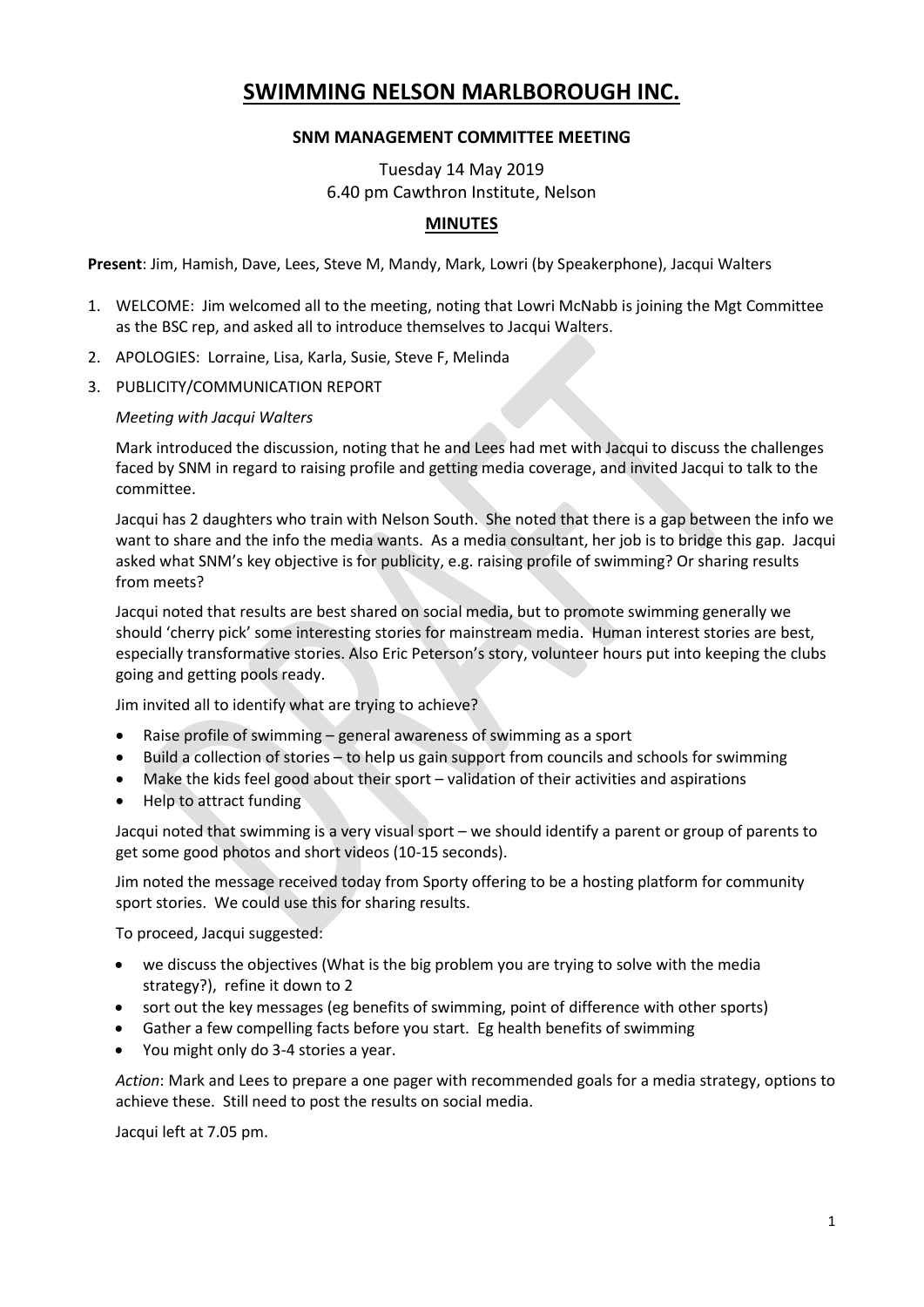# SWIMMING NELSON MARLBOROUGH INC.

**SNM MANAGEMENT COMMITTEE MEETING**

Tuesday 14 May 2019
6.40 pm Cawthron Institute, Nelson

## MINUTES

**Present**: Jim, Hamish, Dave, Lees, Steve M, Mandy, Mark, Lowri (by Speakerphone), Jacqui Walters

1. WELCOME: Jim welcomed all to the meeting, noting that Lowri McNabb is joining the Mgt Committee as the BSC rep, and asked all to introduce themselves to Jacqui Walters.
2. APOLOGIES: Lorraine, Lisa, Karla, Susie, Steve F, Melinda
3. PUBLICITY/COMMUNICATION REPORT

   *Meeting with Jacqui Walters*

   Mark introduced the discussion, noting that he and Lees had met with Jacqui to discuss the challenges faced by SNM in regard to raising profile and getting media coverage, and invited Jacqui to talk to the committee.

   Jacqui has 2 daughters who train with Nelson South. She noted that there is a gap between the info we want to share and the info the media wants. As a media consultant, her job is to bridge this gap. Jacqui asked what SNM's key objective is for publicity, e.g. raising profile of swimming? Or sharing results from meets?

   Jacqui noted that results are best shared on social media, but to promote swimming generally we should 'cherry pick' some interesting stories for mainstream media. Human interest stories are best, especially transformative stories. Also Eric Peterson's story, volunteer hours put into keeping the clubs going and getting pools ready.

   Jim invited all to identify what are trying to achieve?

   - Raise profile of swimming – general awareness of swimming as a sport
   - Build a collection of stories – to help us gain support from councils and schools for swimming
   - Make the kids feel good about their sport – validation of their activities and aspirations
   - Help to attract funding

   Jacqui noted that swimming is a very visual sport – we should identify a parent or group of parents to get some good photos and short videos (10-15 seconds).

   Jim noted the message received today from Sporty offering to be a hosting platform for community sport stories. We could use this for sharing results.

   To proceed, Jacqui suggested:

   - we discuss the objectives (What is the big problem you are trying to solve with the media strategy?), refine it down to 2
   - sort out the key messages (eg benefits of swimming, point of difference with other sports)
   - Gather a few compelling facts before you start. Eg health benefits of swimming
   - You might only do 3-4 stories a year.

   *Action*: Mark and Lees to prepare a one pager with recommended goals for a media strategy, options to achieve these. Still need to post the results on social media.

   Jacqui left at 7.05 pm.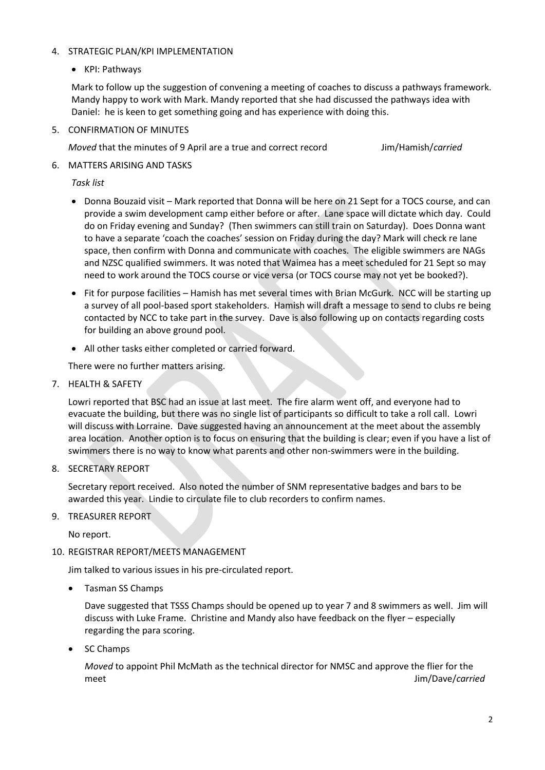4. STRATEGIC PLAN/KPI IMPLEMENTATION

   - KPI: Pathways

   Mark to follow up the suggestion of convening a meeting of coaches to discuss a pathways framework. Mandy happy to work with Mark. Mandy reported that she had discussed the pathways idea with Daniel: he is keen to get something going and has experience with doing this.

5. CONFIRMATION OF MINUTES

   *Moved* that the minutes of 9 April are a true and correct record Jim/Hamish/*carried*

6. MATTERS ARISING AND TASKS

   *Task list*

   - Donna Bouzaid visit – Mark reported that Donna will be here on 21 Sept for a TOCS course, and can provide a swim development camp either before or after. Lane space will dictate which day. Could do on Friday evening and Sunday? (Then swimmers can still train on Saturday). Does Donna want to have a separate 'coach the coaches' session on Friday during the day? Mark will check re lane space, then confirm with Donna and communicate with coaches. The eligible swimmers are NAGs and NZSC qualified swimmers. It was noted that Waimea has a meet scheduled for 21 Sept so may need to work around the TOCS course or vice versa (or TOCS course may not yet be booked?).
   - Fit for purpose facilities – Hamish has met several times with Brian McGurk. NCC will be starting up a survey of all pool-based sport stakeholders. Hamish will draft a message to send to clubs re being contacted by NCC to take part in the survey. Dave is also following up on contacts regarding costs for building an above ground pool.
   - All other tasks either completed or carried forward.

   There were no further matters arising.

7. HEALTH & SAFETY

   Lowri reported that BSC had an issue at last meet. The fire alarm went off, and everyone had to evacuate the building, but there was no single list of participants so difficult to take a roll call. Lowri will discuss with Lorraine. Dave suggested having an announcement at the meet about the assembly area location. Another option is to focus on ensuring that the building is clear; even if you have a list of swimmers there is no way to know what parents and other non-swimmers were in the building.

8. SECRETARY REPORT

   Secretary report received. Also noted the number of SNM representative badges and bars to be awarded this year. Lindie to circulate file to club recorders to confirm names.

9. TREASURER REPORT

   No report.

10. REGISTRAR REPORT/MEETS MANAGEMENT

    Jim talked to various issues in his pre-circulated report.

    - Tasman SS Champs

      Dave suggested that TSSS Champs should be opened up to year 7 and 8 swimmers as well. Jim will discuss with Luke Frame. Christine and Mandy also have feedback on the flyer – especially regarding the para scoring.

    - SC Champs

      *Moved* to appoint Phil McMath as the technical director for NMSC and approve the flier for the meet Jim/Dave/*carried*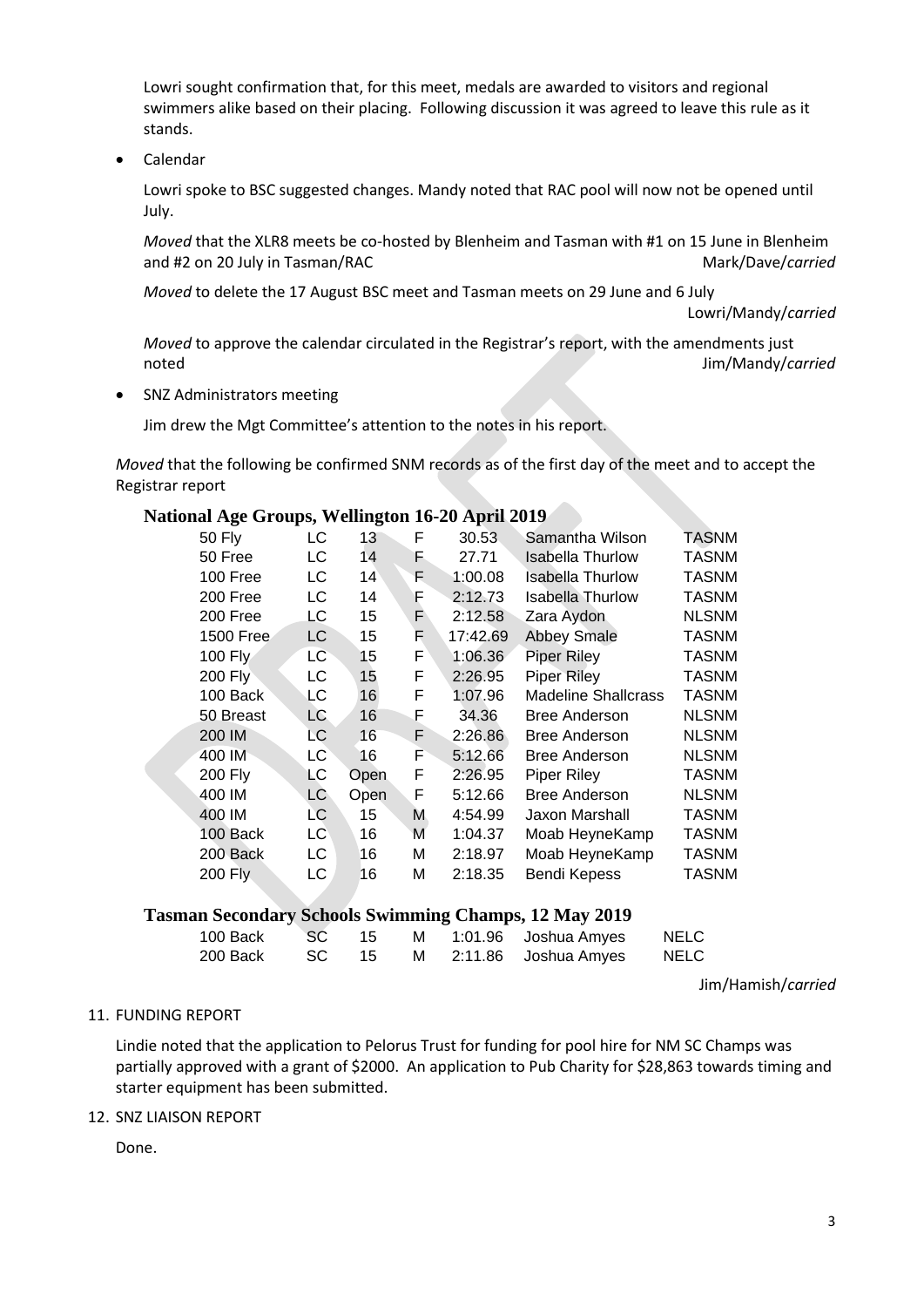Lowri sought confirmation that, for this meet, medals are awarded to visitors and regional swimmers alike based on their placing. Following discussion it was agreed to leave this rule as it stands.

- Calendar

  Lowri spoke to BSC suggested changes. Mandy noted that RAC pool will now not be opened until July.

  *Moved* that the XLR8 meets be co-hosted by Blenheim and Tasman with #1 on 15 June in Blenheim and #2 on 20 July in Tasman/RAC Mark/Dave/*carried*

  *Moved* to delete the 17 August BSC meet and Tasman meets on 29 June and 6 July Lowri/Mandy/*carried*

  *Moved* to approve the calendar circulated in the Registrar's report, with the amendments just noted Jim/Mandy/*carried*

- SNZ Administrators meeting

  Jim drew the Mgt Committee's attention to the notes in his report.

*Moved* that the following be confirmed SNM records as of the first day of the meet and to accept the Registrar report

**National Age Groups, Wellington 16-20 April 2019**

| | | | | | | |
|---|---|---|---|---|---|---|
| 50 Fly | LC | 13 | F | 30.53 | Samantha Wilson | TASNM |
| 50 Free | LC | 14 | F | 27.71 | Isabella Thurlow | TASNM |
| 100 Free | LC | 14 | F | 1:00.08 | Isabella Thurlow | TASNM |
| 200 Free | LC | 14 | F | 2:12.73 | Isabella Thurlow | TASNM |
| 200 Free | LC | 15 | F | 2:12.58 | Zara Aydon | NLSNM |
| 1500 Free | LC | 15 | F | 17:42.69 | Abbey Smale | TASNM |
| 100 Fly | LC | 15 | F | 1:06.36 | Piper Riley | TASNM |
| 200 Fly | LC | 15 | F | 2:26.95 | Piper Riley | TASNM |
| 100 Back | LC | 16 | F | 1:07.96 | Madeline Shallcrass | TASNM |
| 50 Breast | LC | 16 | F | 34.36 | Bree Anderson | NLSNM |
| 200 IM | LC | 16 | F | 2:26.86 | Bree Anderson | NLSNM |
| 400 IM | LC | 16 | F | 5:12.66 | Bree Anderson | NLSNM |
| 200 Fly | LC | Open | F | 2:26.95 | Piper Riley | TASNM |
| 400 IM | LC | Open | F | 5:12.66 | Bree Anderson | NLSNM |
| 400 IM | LC | 15 | M | 4:54.99 | Jaxon Marshall | TASNM |
| 100 Back | LC | 16 | M | 1:04.37 | Moab HeyneKamp | TASNM |
| 200 Back | LC | 16 | M | 2:18.97 | Moab HeyneKamp | TASNM |
| 200 Fly | LC | 16 | M | 2:18.35 | Bendi Kepess | TASNM |

**Tasman Secondary Schools Swimming Champs, 12 May 2019**

| | | | | | | |
|---|---|---|---|---|---|---|
| 100 Back | SC | 15 | M | 1:01.96 | Joshua Amyes | NELC |
| 200 Back | SC | 15 | M | 2:11.86 | Joshua Amyes | NELC |

Jim/Hamish/*carried*

11. FUNDING REPORT

    Lindie noted that the application to Pelorus Trust for funding for pool hire for NM SC Champs was partially approved with a grant of $2000. An application to Pub Charity for $28,863 towards timing and starter equipment has been submitted.

12. SNZ LIAISON REPORT

    Done.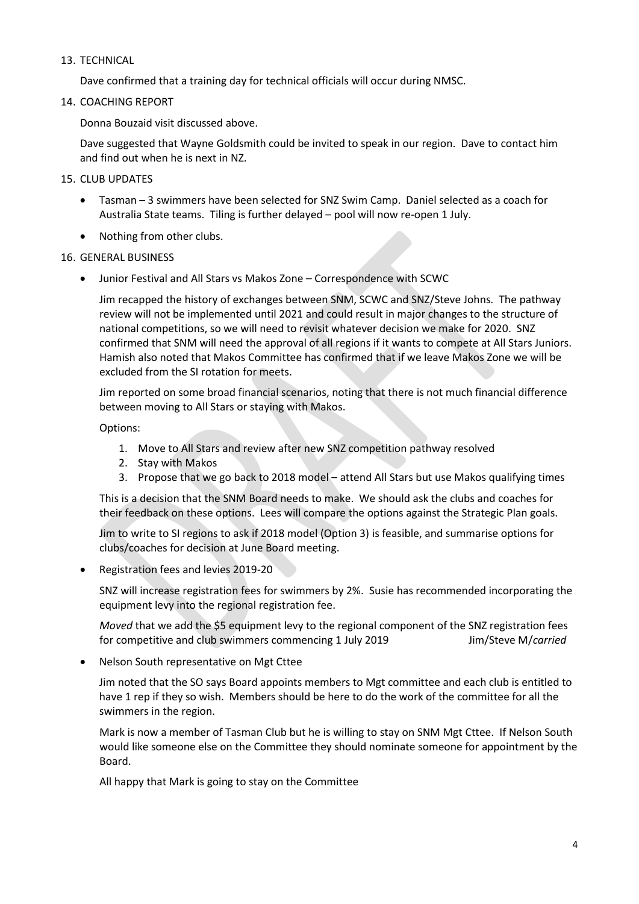13. TECHNICAL

    Dave confirmed that a training day for technical officials will occur during NMSC.

14. COACHING REPORT

    Donna Bouzaid visit discussed above.

    Dave suggested that Wayne Goldsmith could be invited to speak in our region. Dave to contact him and find out when he is next in NZ.

15. CLUB UPDATES

    - Tasman – 3 swimmers have been selected for SNZ Swim Camp. Daniel selected as a coach for Australia State teams. Tiling is further delayed – pool will now re-open 1 July.
    - Nothing from other clubs.

16. GENERAL BUSINESS

    - Junior Festival and All Stars vs Makos Zone – Correspondence with SCWC

      Jim recapped the history of exchanges between SNM, SCWC and SNZ/Steve Johns. The pathway review will not be implemented until 2021 and could result in major changes to the structure of national competitions, so we will need to revisit whatever decision we make for 2020. SNZ confirmed that SNM will need the approval of all regions if it wants to compete at All Stars Juniors. Hamish also noted that Makos Committee has confirmed that if we leave Makos Zone we will be excluded from the SI rotation for meets.

      Jim reported on some broad financial scenarios, noting that there is not much financial difference between moving to All Stars or staying with Makos.

      Options:

      1. Move to All Stars and review after new SNZ competition pathway resolved
      2. Stay with Makos
      3. Propose that we go back to 2018 model – attend All Stars but use Makos qualifying times

      This is a decision that the SNM Board needs to make. We should ask the clubs and coaches for their feedback on these options. Lees will compare the options against the Strategic Plan goals.

      Jim to write to SI regions to ask if 2018 model (Option 3) is feasible, and summarise options for clubs/coaches for decision at June Board meeting.

    - Registration fees and levies 2019-20

      SNZ will increase registration fees for swimmers by 2%. Susie has recommended incorporating the equipment levy into the regional registration fee.

      *Moved* that we add the $5 equipment levy to the regional component of the SNZ registration fees for competitive and club swimmers commencing 1 July 2019 Jim/Steve M/*carried*

    - Nelson South representative on Mgt Cttee

      Jim noted that the SO says Board appoints members to Mgt committee and each club is entitled to have 1 rep if they so wish. Members should be here to do the work of the committee for all the swimmers in the region.

      Mark is now a member of Tasman Club but he is willing to stay on SNM Mgt Cttee. If Nelson South would like someone else on the Committee they should nominate someone for appointment by the Board.

      All happy that Mark is going to stay on the Committee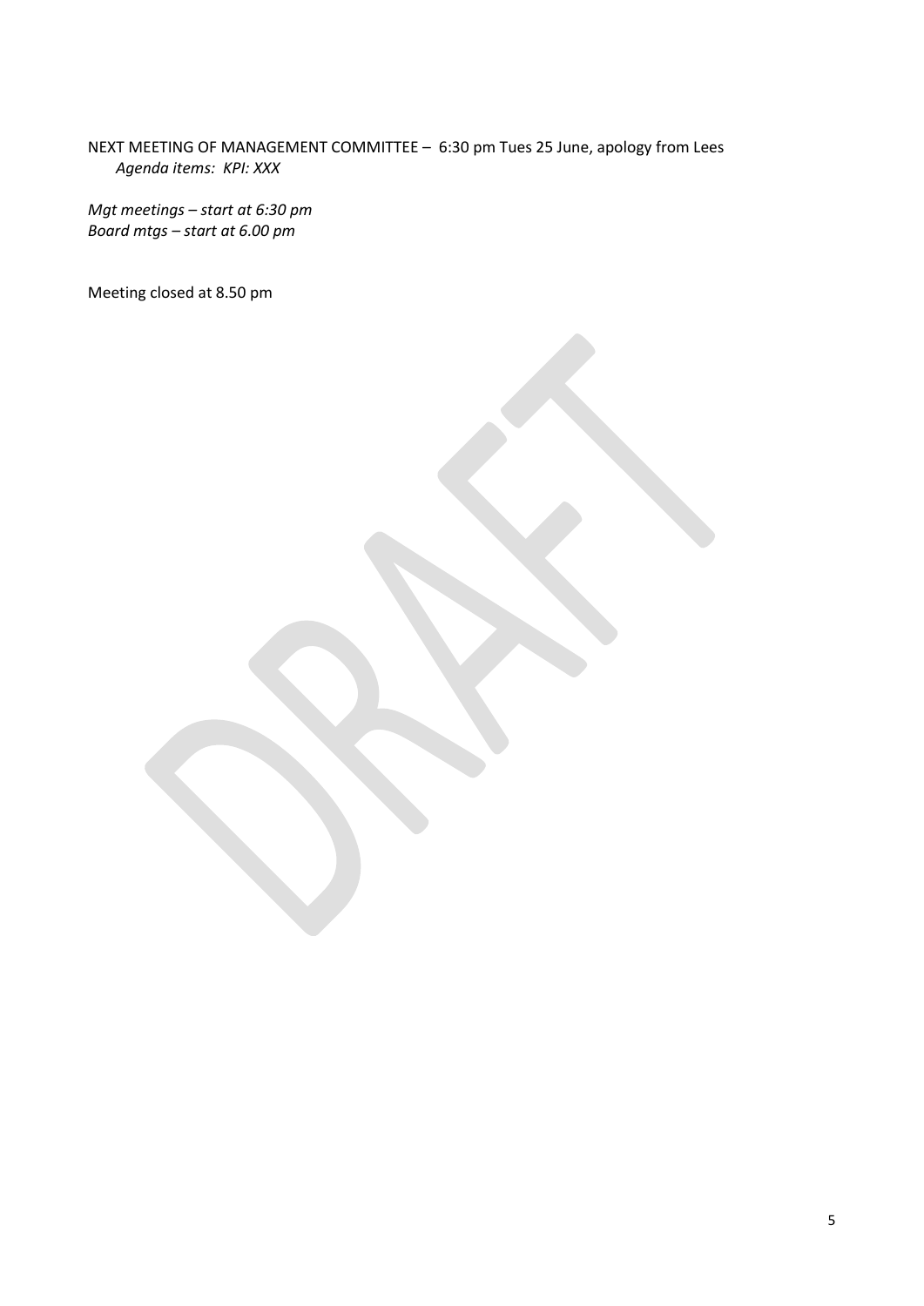NEXT MEETING OF MANAGEMENT COMMITTEE – 6:30 pm Tues 25 June, apology from Lees
*Agenda items: KPI: XXX*

*Mgt meetings – start at 6:30 pm*
*Board mtgs – start at 6.00 pm*

Meeting closed at 8.50 pm